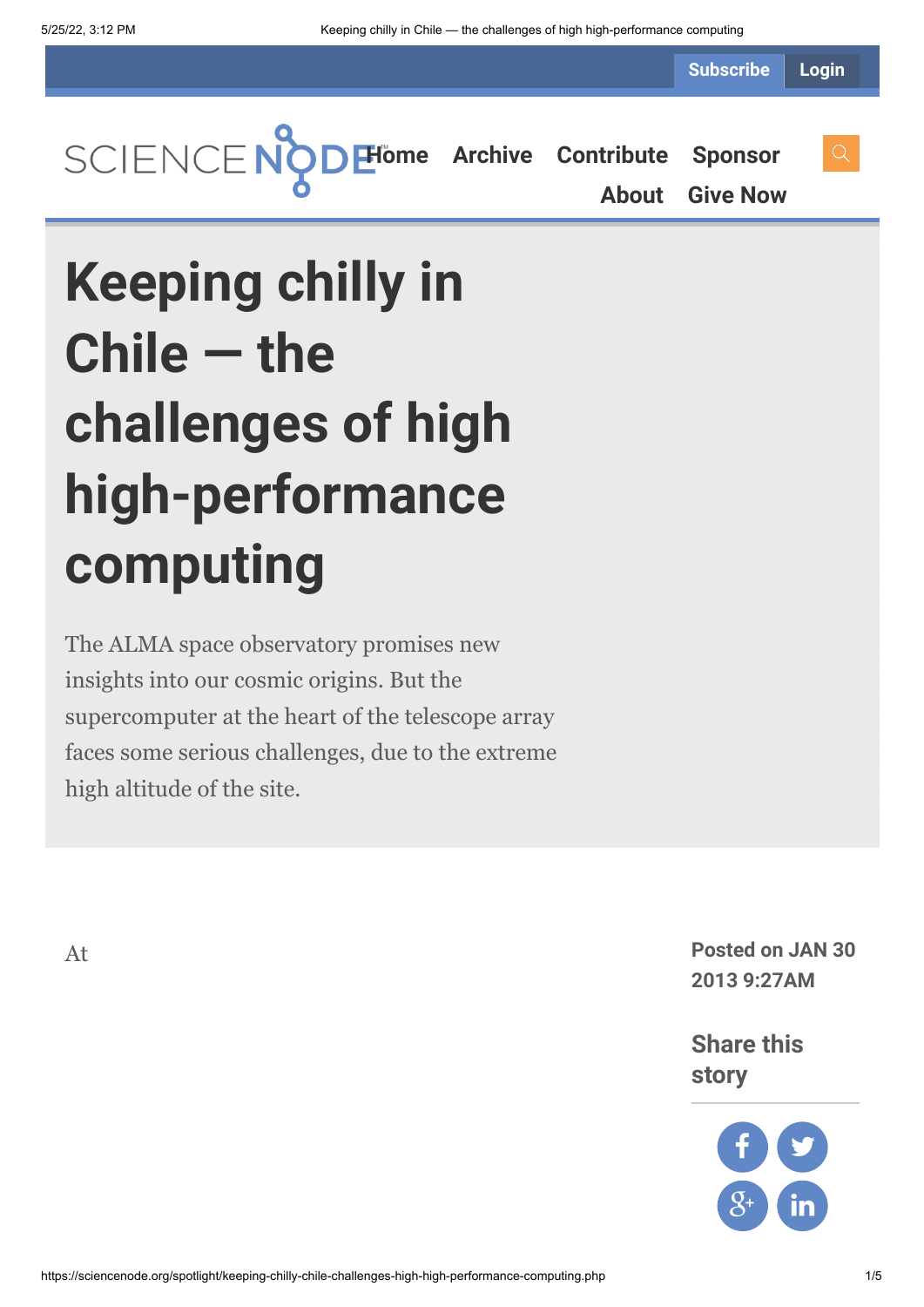# Keeping chilly in Chile — the challenges of high high-performance computing

The ALMA space observatory promises new insights into our cosmic origins. But the supercomputer at the heart of the telescope array faces some serious challenges, due to the extreme high altitude of the site.

At

**Posted on JAN 30 2013 9:27AM**

**Share this story**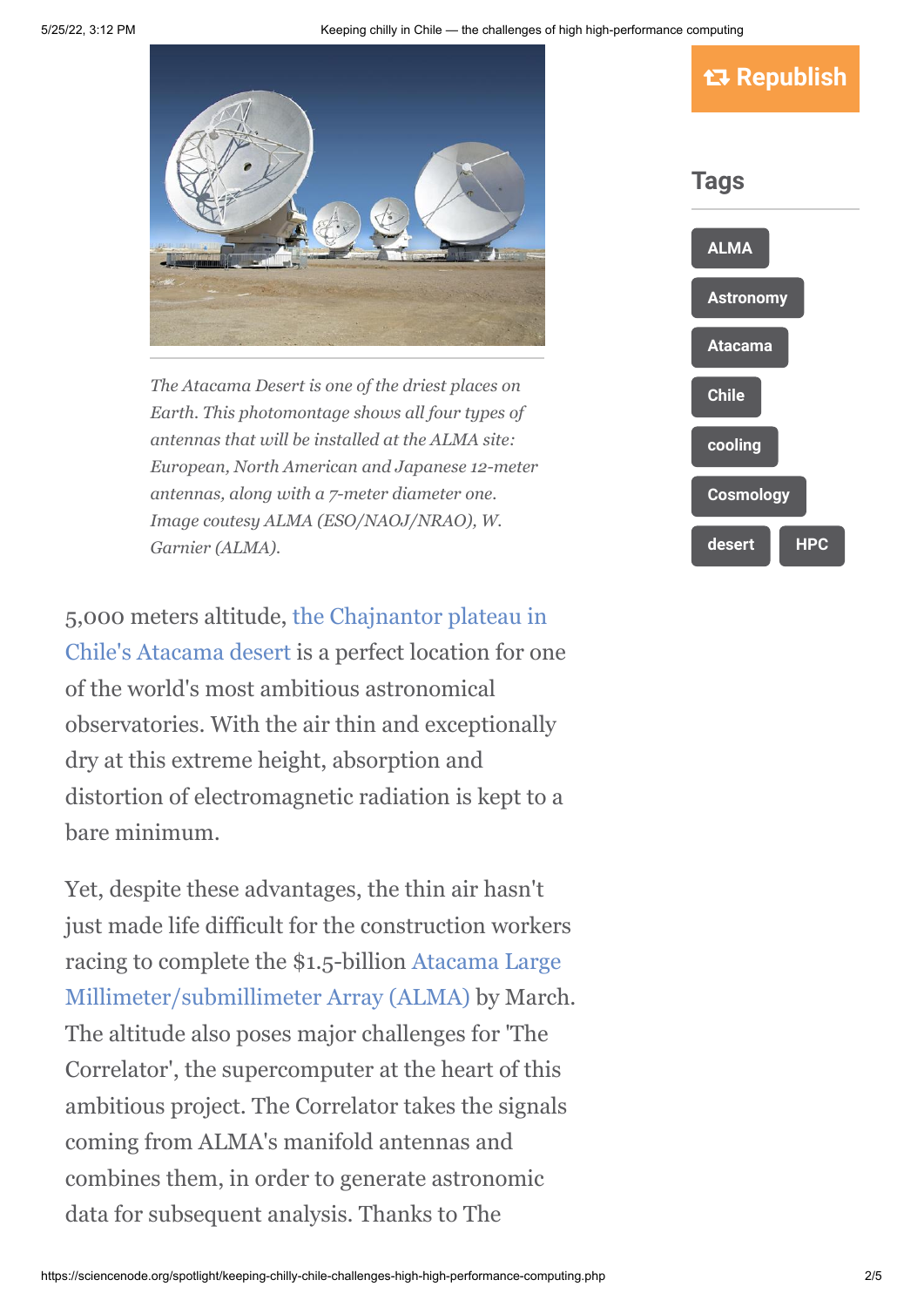*The Atacama Desert is one of the driest places on Earth. This photomontage shows all four types of antennas that will be installed at the ALMA site: European, North American and Japanese 12-meter antennas, along with a 7-meter diameter one. Image coutesy ALMA (ESO/NAOJ/NRAO), W. Garnier (ALMA).*

5,000 meters altitude, the Chajnantor plateau in Chile's Atacama desert is a perfect location for one of the world's most ambitious astronomical observatories. With the air thin and exceptionally dry at this extreme height, absorption and distortion of electromagnetic radiation is kept to a bare minimum.

Yet, despite these advantages, the thin air hasn't just made life difficult for the construction workers racing to complete the $1.5-billion Atacama Large Millimeter/submillimeter Array (ALMA) by March. The altitude also poses major challenges for 'The Correlator', the supercomputer at the heart of this ambitious project. The Correlator takes the signals coming from ALMA's manifold antennas and combines them, in order to generate astronomic data for subsequent analysis. Thanks to The

**Republish**

## Tags

ALMA

Astronomy

Atacama

Chile

cooling

Cosmology

desert

HPC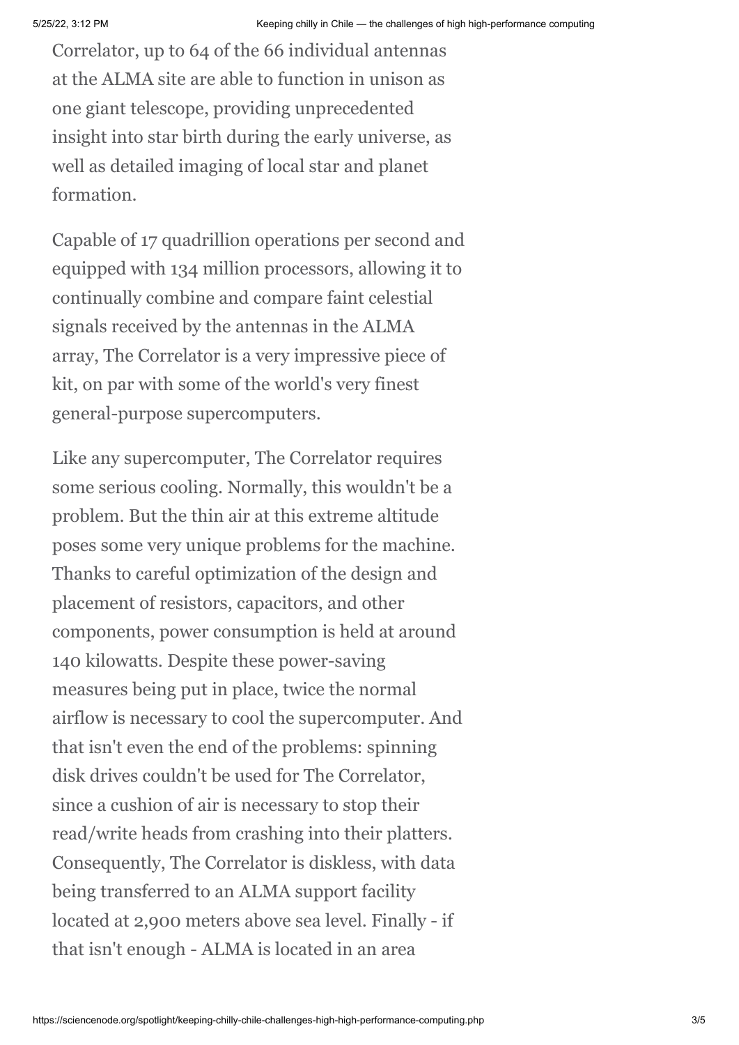Correlator, up to 64 of the 66 individual antennas at the ALMA site are able to function in unison as one giant telescope, providing unprecedented insight into star birth during the early universe, as well as detailed imaging of local star and planet formation.

Capable of 17 quadrillion operations per second and equipped with 134 million processors, allowing it to continually combine and compare faint celestial signals received by the antennas in the ALMA array, The Correlator is a very impressive piece of kit, on par with some of the world's very finest general-purpose supercomputers.

Like any supercomputer, The Correlator requires some serious cooling. Normally, this wouldn't be a problem. But the thin air at this extreme altitude poses some very unique problems for the machine. Thanks to careful optimization of the design and placement of resistors, capacitors, and other components, power consumption is held at around 140 kilowatts. Despite these power-saving measures being put in place, twice the normal airflow is necessary to cool the supercomputer. And that isn't even the end of the problems: spinning disk drives couldn't be used for The Correlator, since a cushion of air is necessary to stop their read/write heads from crashing into their platters. Consequently, The Correlator is diskless, with data being transferred to an ALMA support facility located at 2,900 meters above sea level. Finally - if that isn't enough - ALMA is located in an area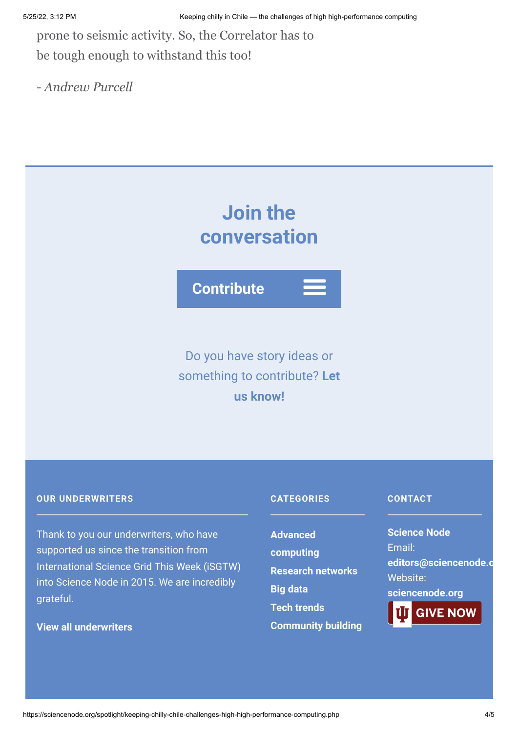prone to seismic activity. So, the Correlator has to be tough enough to withstand this too!

*- Andrew Purcell*

## Join the conversation

Contribute

Do you have story ideas or something to contribute? **Let us know!**

#### OUR UNDERWRITERS

Thank to you our underwriters, who have supported us since the transition from International Science Grid This Week (iSGTW) into Science Node in 2015. We are incredibly grateful.

**View all underwriters**

#### CATEGORIES

**Advanced computing**
**Research networks**
**Big data**
**Tech trends**
**Community building**

#### CONTACT

**Science Node**
Email: **editors@sciencenode.o**
Website: **sciencenode.org**

GIVE NOW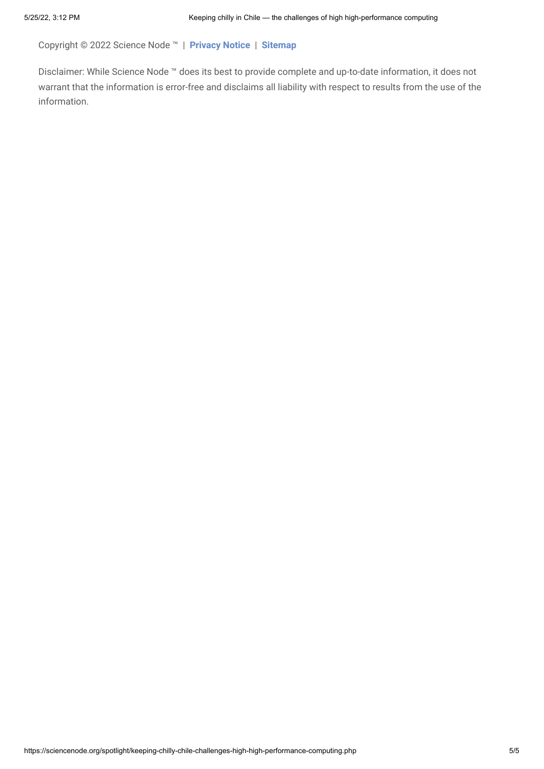Copyright © 2022 Science Node ™ | **Privacy Notice** | **Sitemap**

Disclaimer: While Science Node ™ does its best to provide complete and up-to-date information, it does not warrant that the information is error-free and disclaims all liability with respect to results from the use of the information.